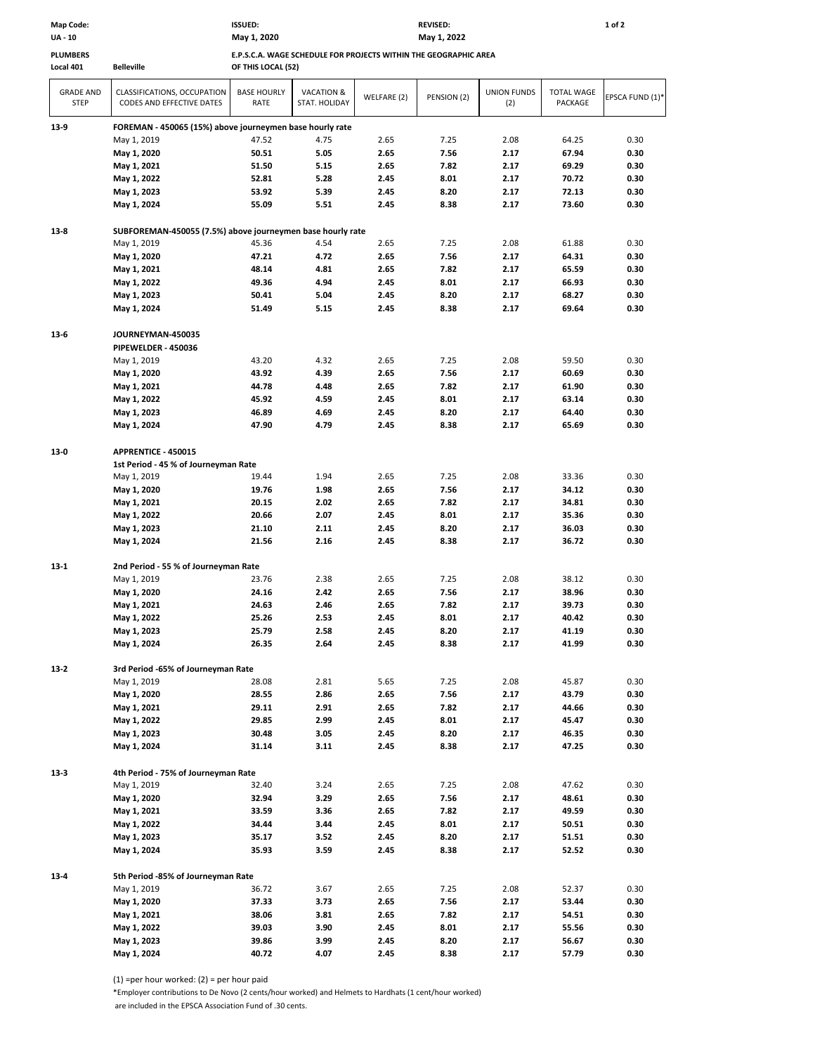| Map Code: | | ISSUED: | REVISED: |
|---|---|---|---|
| UA - 10 | | May 1, 2020 | May 1, 2022 |

**PLUMBERS**
**Local 401** **Belleville**

**E.P.S.C.A. WAGE SCHEDULE FOR PROJECTS WITHIN THE GEOGRAPHIC AREA OF THIS LOCAL (52)**

| GRADE AND STEP | CLASSIFICATIONS, OCCUPATION CODES AND EFFECTIVE DATES | BASE HOURLY RATE | VACATION & STAT. HOLIDAY | WELFARE (2) | PENSION (2) | UNION FUNDS (2) | TOTAL WAGE PACKAGE | EPSCA FUND (1)* |
|---|---|---|---|---|---|---|---|---|
| **13-9** | **FOREMAN - 450065 (15%) above journeymen base hourly rate** | | | | | | | |
| | May 1, 2019 | 47.52 | 4.75 | 2.65 | 7.25 | 2.08 | 64.25 | 0.30 |
| | **May 1, 2020** | **50.51** | **5.05** | **2.65** | **7.56** | **2.17** | **67.94** | **0.30** |
| | **May 1, 2021** | **51.50** | **5.15** | **2.65** | **7.82** | **2.17** | **69.29** | **0.30** |
| | **May 1, 2022** | **52.81** | **5.28** | **2.45** | **8.01** | **2.17** | **70.72** | **0.30** |
| | **May 1, 2023** | **53.92** | **5.39** | **2.45** | **8.20** | **2.17** | **72.13** | **0.30** |
| | **May 1, 2024** | **55.09** | **5.51** | **2.45** | **8.38** | **2.17** | **73.60** | **0.30** |
| **13-8** | **SUBFOREMAN-450055 (7.5%) above journeymen base hourly rate** | | | | | | | |
| | May 1, 2019 | 45.36 | 4.54 | 2.65 | 7.25 | 2.08 | 61.88 | 0.30 |
| | **May 1, 2020** | **47.21** | **4.72** | **2.65** | **7.56** | **2.17** | **64.31** | **0.30** |
| | **May 1, 2021** | **48.14** | **4.81** | **2.65** | **7.82** | **2.17** | **65.59** | **0.30** |
| | **May 1, 2022** | **49.36** | **4.94** | **2.45** | **8.01** | **2.17** | **66.93** | **0.30** |
| | **May 1, 2023** | **50.41** | **5.04** | **2.45** | **8.20** | **2.17** | **68.27** | **0.30** |
| | **May 1, 2024** | **51.49** | **5.15** | **2.45** | **8.38** | **2.17** | **69.64** | **0.30** |
| **13-6** | **JOURNEYMAN-450035** | | | | | | | |
| | **PIPEWELDER - 450036** | | | | | | | |
| | May 1, 2019 | 43.20 | 4.32 | 2.65 | 7.25 | 2.08 | 59.50 | 0.30 |
| | **May 1, 2020** | **43.92** | **4.39** | **2.65** | **7.56** | **2.17** | **60.69** | **0.30** |
| | **May 1, 2021** | **44.78** | **4.48** | **2.65** | **7.82** | **2.17** | **61.90** | **0.30** |
| | **May 1, 2022** | **45.92** | **4.59** | **2.45** | **8.01** | **2.17** | **63.14** | **0.30** |
| | **May 1, 2023** | **46.89** | **4.69** | **2.45** | **8.20** | **2.17** | **64.40** | **0.30** |
| | **May 1, 2024** | **47.90** | **4.79** | **2.45** | **8.38** | **2.17** | **65.69** | **0.30** |
| **13-0** | **APPRENTICE - 450015** | | | | | | | |
| | **1st Period - 45 % of Journeyman Rate** | | | | | | | |
| | May 1, 2019 | 19.44 | 1.94 | 2.65 | 7.25 | 2.08 | 33.36 | 0.30 |
| | **May 1, 2020** | **19.76** | **1.98** | **2.65** | **7.56** | **2.17** | **34.12** | **0.30** |
| | **May 1, 2021** | **20.15** | **2.02** | **2.65** | **7.82** | **2.17** | **34.81** | **0.30** |
| | **May 1, 2022** | **20.66** | **2.07** | **2.45** | **8.01** | **2.17** | **35.36** | **0.30** |
| | **May 1, 2023** | **21.10** | **2.11** | **2.45** | **8.20** | **2.17** | **36.03** | **0.30** |
| | **May 1, 2024** | **21.56** | **2.16** | **2.45** | **8.38** | **2.17** | **36.72** | **0.30** |
| **13-1** | **2nd Period - 55 % of Journeyman Rate** | | | | | | | |
| | May 1, 2019 | 23.76 | 2.38 | 2.65 | 7.25 | 2.08 | 38.12 | 0.30 |
| | **May 1, 2020** | **24.16** | **2.42** | **2.65** | **7.56** | **2.17** | **38.96** | **0.30** |
| | **May 1, 2021** | **24.63** | **2.46** | **2.65** | **7.82** | **2.17** | **39.73** | **0.30** |
| | **May 1, 2022** | **25.26** | **2.53** | **2.45** | **8.01** | **2.17** | **40.42** | **0.30** |
| | **May 1, 2023** | **25.79** | **2.58** | **2.45** | **8.20** | **2.17** | **41.19** | **0.30** |
| | **May 1, 2024** | **26.35** | **2.64** | **2.45** | **8.38** | **2.17** | **41.99** | **0.30** |
| **13-2** | **3rd Period -65% of Journeyman Rate** | | | | | | | |
| | May 1, 2019 | 28.08 | 2.81 | 5.65 | 7.25 | 2.08 | 45.87 | 0.30 |
| | **May 1, 2020** | **28.55** | **2.86** | **2.65** | **7.56** | **2.17** | **43.79** | **0.30** |
| | **May 1, 2021** | **29.11** | **2.91** | **2.65** | **7.82** | **2.17** | **44.66** | **0.30** |
| | **May 1, 2022** | **29.85** | **2.99** | **2.45** | **8.01** | **2.17** | **45.47** | **0.30** |
| | **May 1, 2023** | **30.48** | **3.05** | **2.45** | **8.20** | **2.17** | **46.35** | **0.30** |
| | **May 1, 2024** | **31.14** | **3.11** | **2.45** | **8.38** | **2.17** | **47.25** | **0.30** |
| **13-3** | **4th Period - 75% of Journeyman Rate** | | | | | | | |
| | May 1, 2019 | 32.40 | 3.24 | 2.65 | 7.25 | 2.08 | 47.62 | 0.30 |
| | **May 1, 2020** | **32.94** | **3.29** | **2.65** | **7.56** | **2.17** | **48.61** | **0.30** |
| | **May 1, 2021** | **33.59** | **3.36** | **2.65** | **7.82** | **2.17** | **49.59** | **0.30** |
| | **May 1, 2022** | **34.44** | **3.44** | **2.45** | **8.01** | **2.17** | **50.51** | **0.30** |
| | **May 1, 2023** | **35.17** | **3.52** | **2.45** | **8.20** | **2.17** | **51.51** | **0.30** |
| | **May 1, 2024** | **35.93** | **3.59** | **2.45** | **8.38** | **2.17** | **52.52** | **0.30** |
| **13-4** | **5th Period -85% of Journeyman Rate** | | | | | | | |
| | May 1, 2019 | 36.72 | 3.67 | 2.65 | 7.25 | 2.08 | 52.37 | 0.30 |
| | **May 1, 2020** | **37.33** | **3.73** | **2.65** | **7.56** | **2.17** | **53.44** | **0.30** |
| | **May 1, 2021** | **38.06** | **3.81** | **2.65** | **7.82** | **2.17** | **54.51** | **0.30** |
| | **May 1, 2022** | **39.03** | **3.90** | **2.45** | **8.01** | **2.17** | **55.56** | **0.30** |
| | **May 1, 2023** | **39.86** | **3.99** | **2.45** | **8.20** | **2.17** | **56.67** | **0.30** |
| | **May 1, 2024** | **40.72** | **4.07** | **2.45** | **8.38** | **2.17** | **57.79** | **0.30** |

(1) =per hour worked: (2) = per hour paid

*Employer contributions to De Novo (2 cents/hour worked) and Helmets to Hardhats (1 cent/hour worked) are included in the EPSCA Association Fund of .30 cents.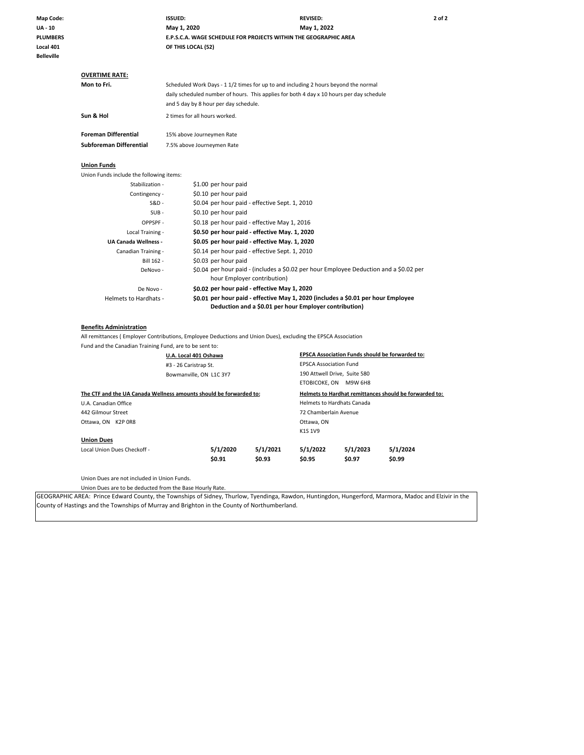Map Code: UA - 10
PLUMBERS
Local 401
Belleville

**ISSUED:** May 1, 2020
**REVISED:** May 1, 2022

**E.P.S.C.A. WAGE SCHEDULE FOR PROJECTS WITHIN THE GEOGRAPHIC AREA OF THIS LOCAL (52)**

**OVERTIME RATE:**

| | |
|---|---|
| **Mon to Fri.** | Scheduled Work Days - 1 1/2 times for up to and including 2 hours beyond the normal daily scheduled number of hours. This applies for both 4 day x 10 hours per day schedule and 5 day by 8 hour per day schedule. |
| **Sun & Hol** | 2 times for all hours worked. |
| **Foreman Differential** | 15% above Journeymen Rate |
| **Subforeman Differential** | 7.5% above Journeymen Rate |

**Union Funds**

Union Funds include the following items:

| | |
|---|---|
| Stabilization - | $1.00 per hour paid |
| Contingency - | $0.10 per hour paid |
| S&D - | $0.04 per hour paid - effective Sept. 1, 2010 |
| SUB - | $0.10 per hour paid |
| OPPSPF - | $0.18 per hour paid - effective May 1, 2016 |
| Local Training - | **$0.50 per hour paid - effective May. 1, 2020** |
| **UA Canada Wellness -** | **$0.05 per hour paid - effective May. 1, 2020** |
| Canadian Training - | $0.14 per hour paid - effective Sept. 1, 2010 |
| Bill 162 - | $0.03 per hour paid |
| DeNovo - | $0.04 per hour paid - (includes a $0.02 per hour Employee Deduction and a $0.02 per hour Employer contribution) |
| De Novo - | **$0.02 per hour paid - effective May 1, 2020** |
| Helmets to Hardhats - | **$0.01 per hour paid - effective May 1, 2020 (includes a $0.01 per hour Employee Deduction and a $0.01 per hour Employer contribution)** |

**Benefits Administration**

All remittances ( Employer Contributions, Employee Deductions and Union Dues), excluding the EPSCA Association Fund and the Canadian Training Fund, are to be sent to:

**U.A. Local 401 Oshawa**
#3 - 26 Caristrap St.
Bowmanville, ON L1C 3Y7

**EPSCA Association Funds should be forwarded to:**
EPSCA Association Fund
190 Attwell Drive, Suite 580
ETOBICOKE, ON M9W 6H8

**The CTF and the UA Canada Wellness amounts should be forwarded to:**
U.A. Canadian Office
442 Gilmour Street
Ottawa, ON K2P 0R8

**Helmets to Hardhat remittances should be forwarded to:**
Helmets to Hardhats Canada
72 Chamberlain Avenue
Ottawa, ON
K1S 1V9

**Union Dues**

| | 5/1/2020 | 5/1/2021 | 5/1/2022 | 5/1/2023 | 5/1/2024 |
|---|---|---|---|---|---|
| Local Union Dues Checkoff - | **$0.91** | **$0.93** | **$0.95** | **$0.97** | **$0.99** |

Union Dues are not included in Union Funds.

Union Dues are to be deducted from the Base Hourly Rate.

GEOGRAPHIC AREA: Prince Edward County, the Townships of Sidney, Thurlow, Tyendinga, Rawdon, Huntingdon, Hungerford, Marmora, Madoc and Elzivir in the County of Hastings and the Townships of Murray and Brighton in the County of Northumberland.